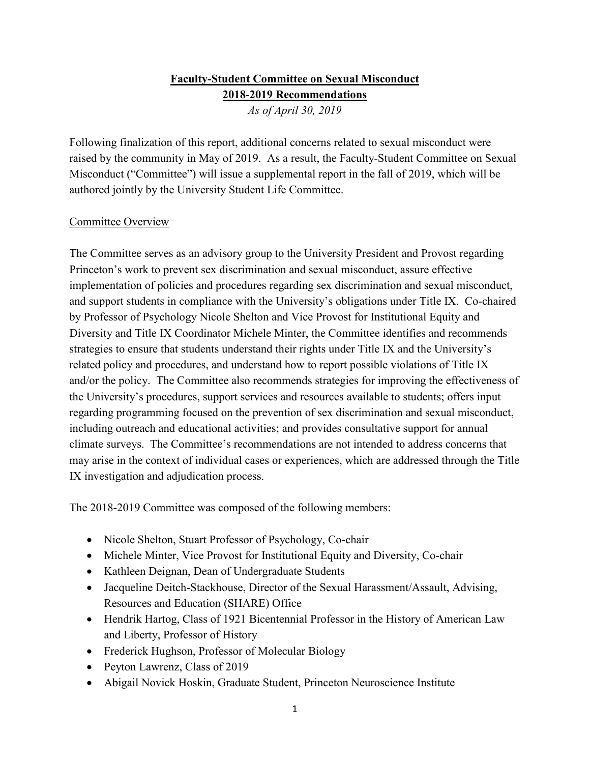# Faculty-Student Committee on Sexual Misconduct
## 2018-2019 Recommendations

*As of April 30, 2019*

Following finalization of this report, additional concerns related to sexual misconduct were raised by the community in May of 2019. As a result, the Faculty-Student Committee on Sexual Misconduct ("Committee") will issue a supplemental report in the fall of 2019, which will be authored jointly by the University Student Life Committee.

### Committee Overview

The Committee serves as an advisory group to the University President and Provost regarding Princeton's work to prevent sex discrimination and sexual misconduct, assure effective implementation of policies and procedures regarding sex discrimination and sexual misconduct, and support students in compliance with the University's obligations under Title IX. Co-chaired by Professor of Psychology Nicole Shelton and Vice Provost for Institutional Equity and Diversity and Title IX Coordinator Michele Minter, the Committee identifies and recommends strategies to ensure that students understand their rights under Title IX and the University's related policy and procedures, and understand how to report possible violations of Title IX and/or the policy. The Committee also recommends strategies for improving the effectiveness of the University's procedures, support services and resources available to students; offers input regarding programming focused on the prevention of sex discrimination and sexual misconduct, including outreach and educational activities; and provides consultative support for annual climate surveys. The Committee's recommendations are not intended to address concerns that may arise in the context of individual cases or experiences, which are addressed through the Title IX investigation and adjudication process.

The 2018-2019 Committee was composed of the following members:

- Nicole Shelton, Stuart Professor of Psychology, Co-chair
- Michele Minter, Vice Provost for Institutional Equity and Diversity, Co-chair
- Kathleen Deignan, Dean of Undergraduate Students
- Jacqueline Deitch-Stackhouse, Director of the Sexual Harassment/Assault, Advising, Resources and Education (SHARE) Office
- Hendrik Hartog, Class of 1921 Bicentennial Professor in the History of American Law and Liberty, Professor of History
- Frederick Hughson, Professor of Molecular Biology
- Peyton Lawrenz, Class of 2019
- Abigail Novick Hoskin, Graduate Student, Princeton Neuroscience Institute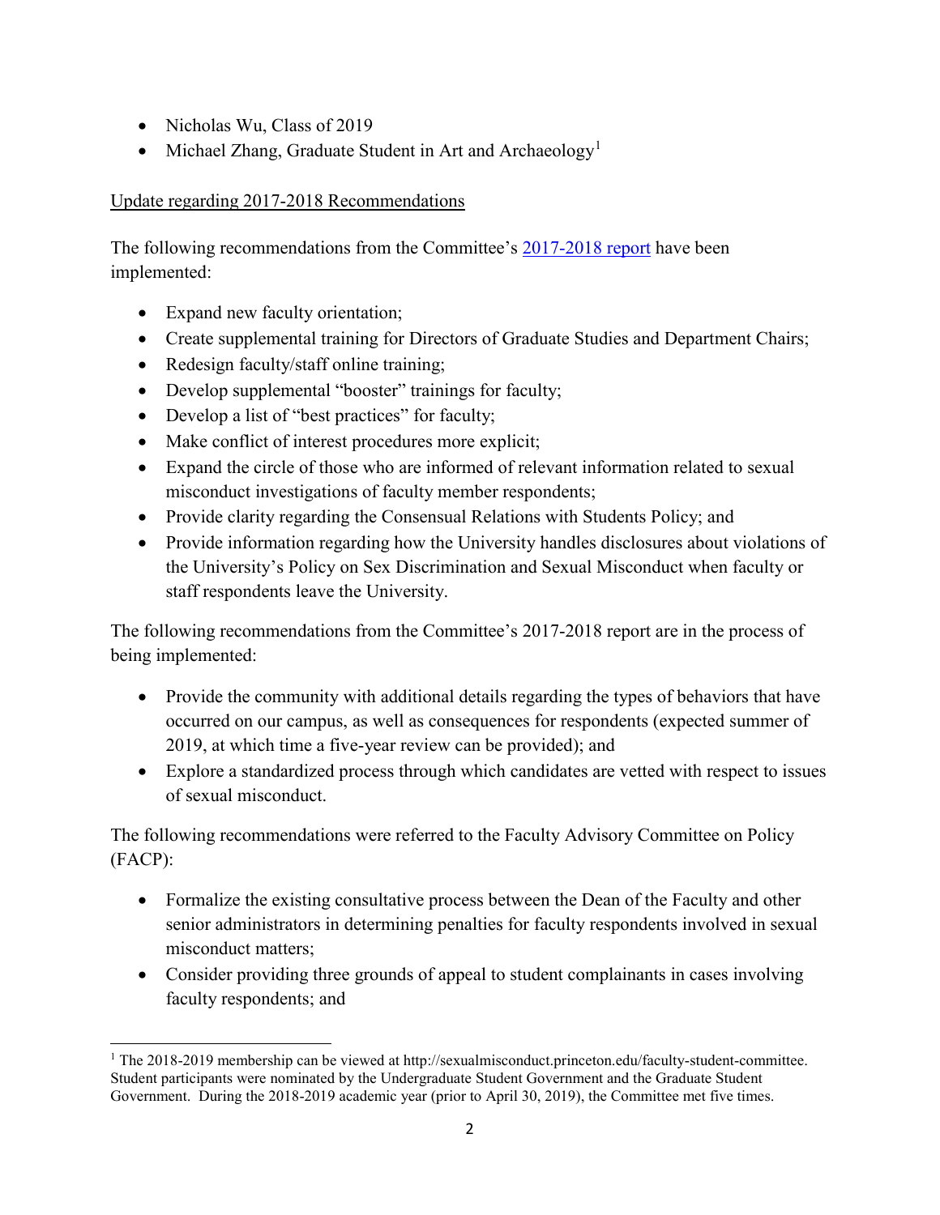- Nicholas Wu, Class of 2019
- Michael Zhang, Graduate Student in Art and Archaeology[1]

Update regarding 2017-2018 Recommendations

The following recommendations from the Committee's [2017-2018 report](2017-2018 report) have been implemented:

- Expand new faculty orientation;
- Create supplemental training for Directors of Graduate Studies and Department Chairs;
- Redesign faculty/staff online training;
- Develop supplemental "booster" trainings for faculty;
- Develop a list of "best practices" for faculty;
- Make conflict of interest procedures more explicit;
- Expand the circle of those who are informed of relevant information related to sexual misconduct investigations of faculty member respondents;
- Provide clarity regarding the Consensual Relations with Students Policy; and
- Provide information regarding how the University handles disclosures about violations of the University's Policy on Sex Discrimination and Sexual Misconduct when faculty or staff respondents leave the University.

The following recommendations from the Committee's 2017-2018 report are in the process of being implemented:

- Provide the community with additional details regarding the types of behaviors that have occurred on our campus, as well as consequences for respondents (expected summer of 2019, at which time a five-year review can be provided); and
- Explore a standardized process through which candidates are vetted with respect to issues of sexual misconduct.

The following recommendations were referred to the Faculty Advisory Committee on Policy (FACP):

- Formalize the existing consultative process between the Dean of the Faculty and other senior administrators in determining penalties for faculty respondents involved in sexual misconduct matters;
- Consider providing three grounds of appeal to student complainants in cases involving faculty respondents; and

[1] The 2018-2019 membership can be viewed at http://sexualmisconduct.princeton.edu/faculty-student-committee. Student participants were nominated by the Undergraduate Student Government and the Graduate Student Government. During the 2018-2019 academic year (prior to April 30, 2019), the Committee met five times.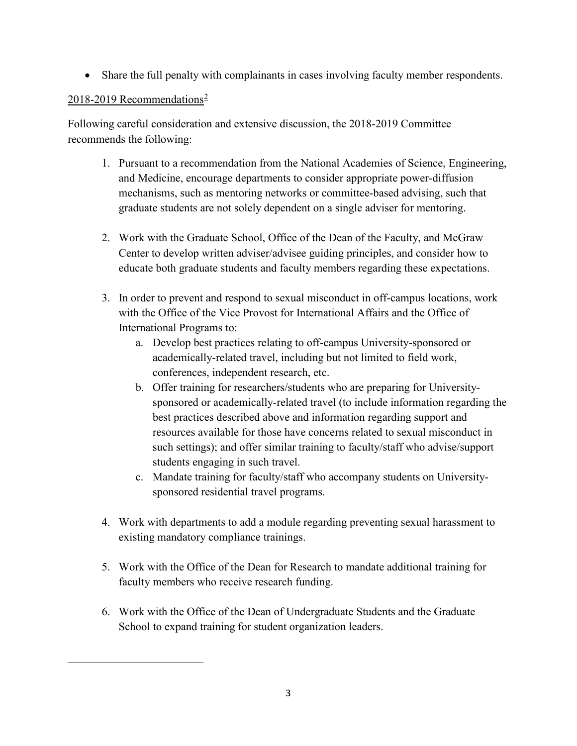- Share the full penalty with complainants in cases involving faculty member respondents.

2018-2019 Recommendations[2]

Following careful consideration and extensive discussion, the 2018-2019 Committee recommends the following:

1. Pursuant to a recommendation from the National Academies of Science, Engineering, and Medicine, encourage departments to consider appropriate power-diffusion mechanisms, such as mentoring networks or committee-based advising, such that graduate students are not solely dependent on a single adviser for mentoring.

2. Work with the Graduate School, Office of the Dean of the Faculty, and McGraw Center to develop written adviser/advisee guiding principles, and consider how to educate both graduate students and faculty members regarding these expectations.

3. In order to prevent and respond to sexual misconduct in off-campus locations, work with the Office of the Vice Provost for International Affairs and the Office of International Programs to:
    a. Develop best practices relating to off-campus University-sponsored or academically-related travel, including but not limited to field work, conferences, independent research, etc.
    b. Offer training for researchers/students who are preparing for University-sponsored or academically-related travel (to include information regarding the best practices described above and information regarding support and resources available for those have concerns related to sexual misconduct in such settings); and offer similar training to faculty/staff who advise/support students engaging in such travel.
    c. Mandate training for faculty/staff who accompany students on University-sponsored residential travel programs.

4. Work with departments to add a module regarding preventing sexual harassment to existing mandatory compliance trainings.

5. Work with the Office of the Dean for Research to mandate additional training for faculty members who receive research funding.

6. Work with the Office of the Dean of Undergraduate Students and the Graduate School to expand training for student organization leaders.